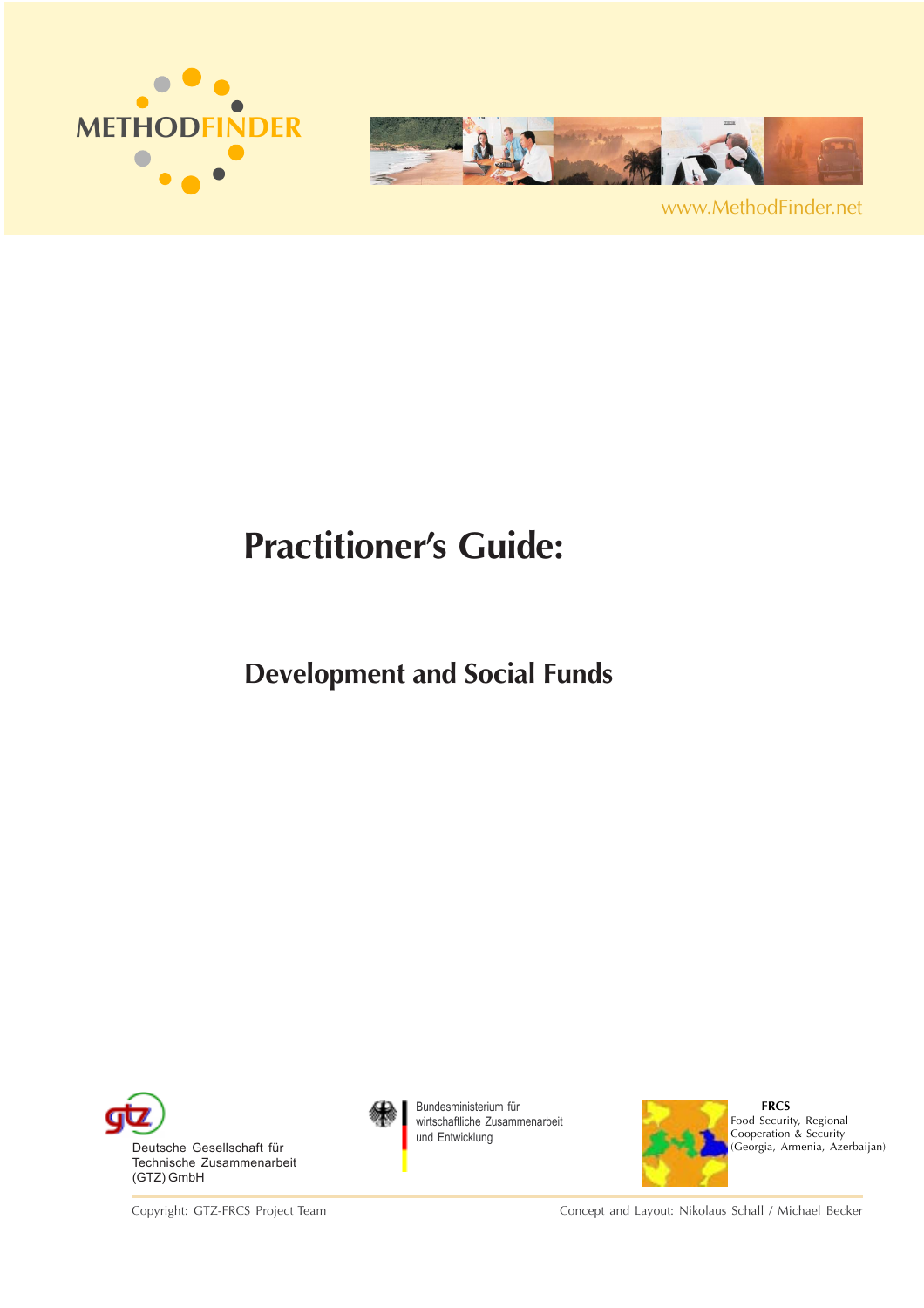METHODFINDER

www.MethodFinder.net

# Practitioner's Guide:

## Development and Social Funds

Deutsche Gesellschaft für Technische Zusammenarbeit (GTZ) GmbH

Bundesministerium für wirtschaftliche Zusammenarbeit und Entwicklung

**FRCS**
Food Security, Regional Cooperation & Security (Georgia, Armenia, Azerbaijan)

Copyright: GTZ-FRCS Project Team

Concept and Layout: Nikolaus Schall / Michael Becker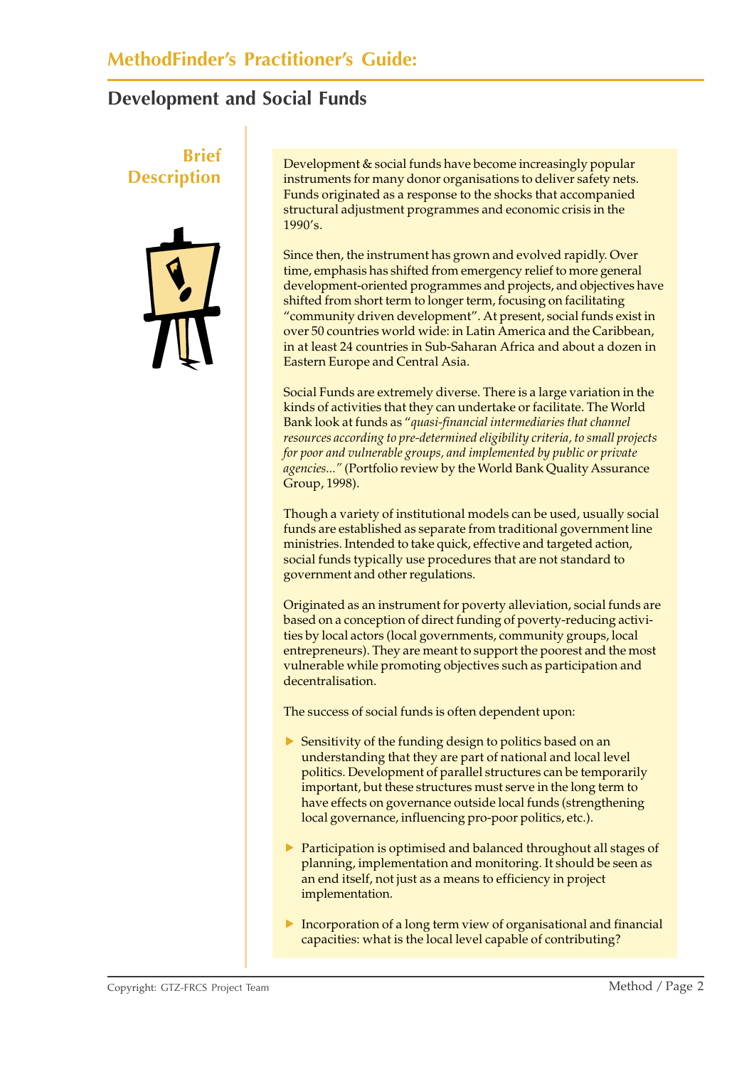## Development and Social Funds

### Brief Description

Development & social funds have become increasingly popular instruments for many donor organisations to deliver safety nets. Funds originated as a response to the shocks that accompanied structural adjustment programmes and economic crisis in the 1990's.

Since then, the instrument has grown and evolved rapidly. Over time, emphasis has shifted from emergency relief to more general development-oriented programmes and projects, and objectives have shifted from short term to longer term, focusing on facilitating "community driven development". At present, social funds exist in over 50 countries world wide: in Latin America and the Caribbean, in at least 24 countries in Sub-Saharan Africa and about a dozen in Eastern Europe and Central Asia.

Social Funds are extremely diverse. There is a large variation in the kinds of activities that they can undertake or facilitate. The World Bank look at funds as "*quasi-financial intermediaries that channel resources according to pre-determined eligibility criteria, to small projects for poor and vulnerable groups, and implemented by public or private agencies...*" (Portfolio review by the World Bank Quality Assurance Group, 1998).

Though a variety of institutional models can be used, usually social funds are established as separate from traditional government line ministries. Intended to take quick, effective and targeted action, social funds typically use procedures that are not standard to government and other regulations.

Originated as an instrument for poverty alleviation, social funds are based on a conception of direct funding of poverty-reducing activities by local actors (local governments, community groups, local entrepreneurs). They are meant to support the poorest and the most vulnerable while promoting objectives such as participation and decentralisation.

The success of social funds is often dependent upon:

- Sensitivity of the funding design to politics based on an understanding that they are part of national and local level politics. Development of parallel structures can be temporarily important, but these structures must serve in the long term to have effects on governance outside local funds (strengthening local governance, influencing pro-poor politics, etc.).
- Participation is optimised and balanced throughout all stages of planning, implementation and monitoring. It should be seen as an end itself, not just as a means to efficiency in project implementation.
- Incorporation of a long term view of organisational and financial capacities: what is the local level capable of contributing?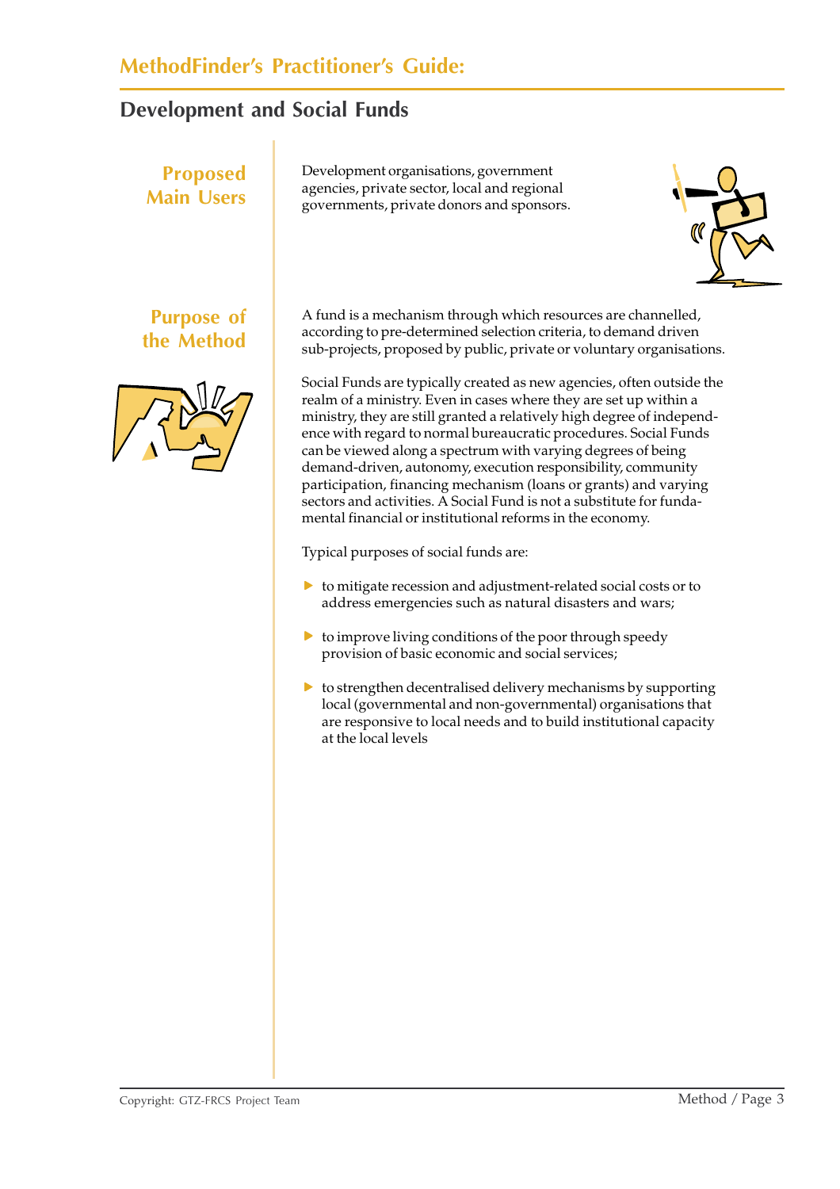## Development and Social Funds

### Proposed Main Users

Development organisations, government agencies, private sector, local and regional governments, private donors and sponsors.

### Purpose of the Method

A fund is a mechanism through which resources are channelled, according to pre-determined selection criteria, to demand driven sub-projects, proposed by public, private or voluntary organisations.

Social Funds are typically created as new agencies, often outside the realm of a ministry. Even in cases where they are set up within a ministry, they are still granted a relatively high degree of independence with regard to normal bureaucratic procedures. Social Funds can be viewed along a spectrum with varying degrees of being demand-driven, autonomy, execution responsibility, community participation, financing mechanism (loans or grants) and varying sectors and activities. A Social Fund is not a substitute for fundamental financial or institutional reforms in the economy.

Typical purposes of social funds are:

- to mitigate recession and adjustment-related social costs or to address emergencies such as natural disasters and wars;
- to improve living conditions of the poor through speedy provision of basic economic and social services;
- to strengthen decentralised delivery mechanisms by supporting local (governmental and non-governmental) organisations that are responsive to local needs and to build institutional capacity at the local levels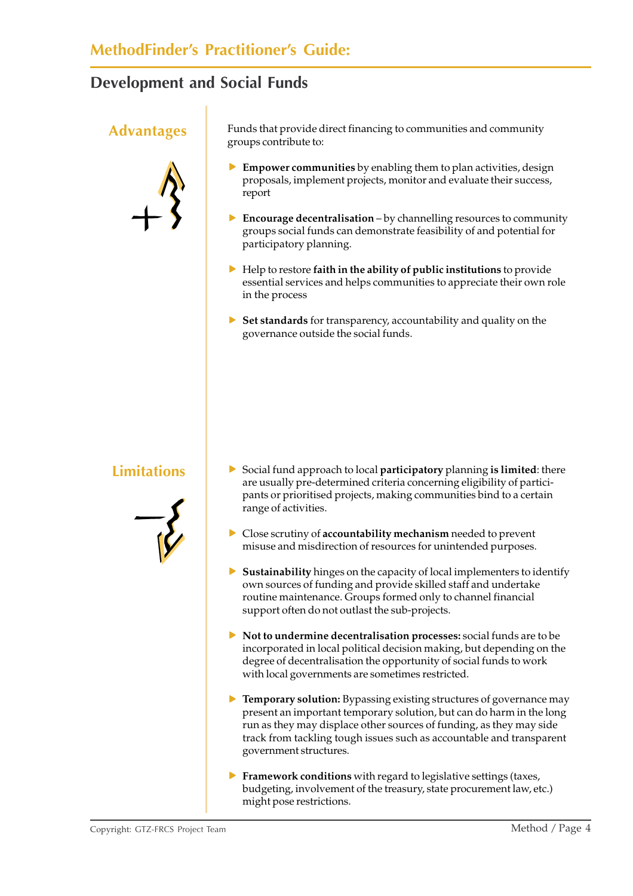## Development and Social Funds

### Advantages

Funds that provide direct financing to communities and community groups contribute to:

- **Empower communities** by enabling them to plan activities, design proposals, implement projects, monitor and evaluate their success, report
- **Encourage decentralisation** – by channelling resources to community groups social funds can demonstrate feasibility of and potential for participatory planning.
- Help to restore **faith in the ability of public institutions** to provide essential services and helps communities to appreciate their own role in the process
- **Set standards** for transparency, accountability and quality on the governance outside the social funds.

### Limitations

- Social fund approach to local **participatory** planning **is limited**: there are usually pre-determined criteria concerning eligibility of participants or prioritised projects, making communities bind to a certain range of activities.
- Close scrutiny of **accountability mechanism** needed to prevent misuse and misdirection of resources for unintended purposes.
- **Sustainability** hinges on the capacity of local implementers to identify own sources of funding and provide skilled staff and undertake routine maintenance. Groups formed only to channel financial support often do not outlast the sub-projects.
- **Not to undermine decentralisation processes:** social funds are to be incorporated in local political decision making, but depending on the degree of decentralisation the opportunity of social funds to work with local governments are sometimes restricted.
- **Temporary solution:** Bypassing existing structures of governance may present an important temporary solution, but can do harm in the long run as they may displace other sources of funding, as they may side track from tackling tough issues such as accountable and transparent government structures.
- **Framework conditions** with regard to legislative settings (taxes, budgeting, involvement of the treasury, state procurement law, etc.) might pose restrictions.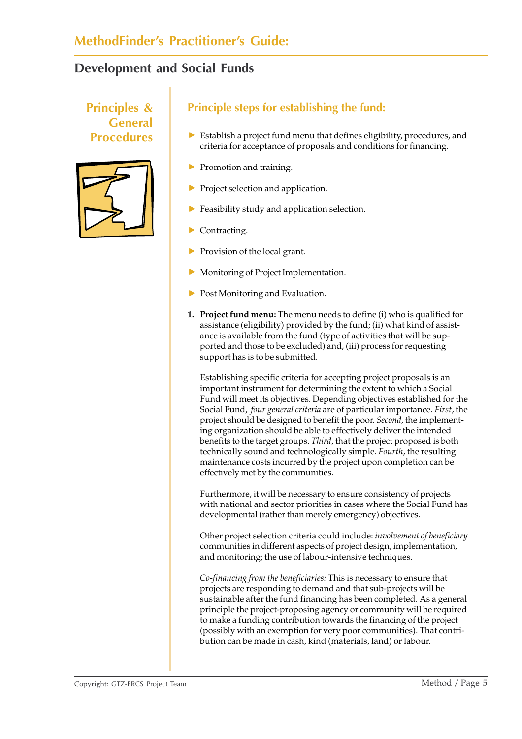## Principles & General Procedures

### Principle steps for establishing the fund:

- Establish a project fund menu that defines eligibility, procedures, and criteria for acceptance of proposals and conditions for financing.
- Promotion and training.
- Project selection and application.
- Feasibility study and application selection.
- Contracting.
- Provision of the local grant.
- Monitoring of Project Implementation.
- Post Monitoring and Evaluation.

1. **Project fund menu:** The menu needs to define (i) who is qualified for assistance (eligibility) provided by the fund; (ii) what kind of assistance is available from the fund (type of activities that will be supported and those to be excluded) and, (iii) process for requesting support has is to be submitted.

   Establishing specific criteria for accepting project proposals is an important instrument for determining the extent to which a Social Fund will meet its objectives. Depending objectives established for the Social Fund, *four general criteria* are of particular importance. *First*, the project should be designed to benefit the poor. *Second*, the implementing organization should be able to effectively deliver the intended benefits to the target groups. *Third*, that the project proposed is both technically sound and technologically simple. *Fourth*, the resulting maintenance costs incurred by the project upon completion can be effectively met by the communities.

   Furthermore, it will be necessary to ensure consistency of projects with national and sector priorities in cases where the Social Fund has developmental (rather than merely emergency) objectives.

   Other project selection criteria could include: *involvement of beneficiary* communities in different aspects of project design, implementation, and monitoring; the use of labour-intensive techniques.

   *Co-financing from the beneficiaries:* This is necessary to ensure that projects are responding to demand and that sub-projects will be sustainable after the fund financing has been completed. As a general principle the project-proposing agency or community will be required to make a funding contribution towards the financing of the project (possibly with an exemption for very poor communities). That contribution can be made in cash, kind (materials, land) or labour.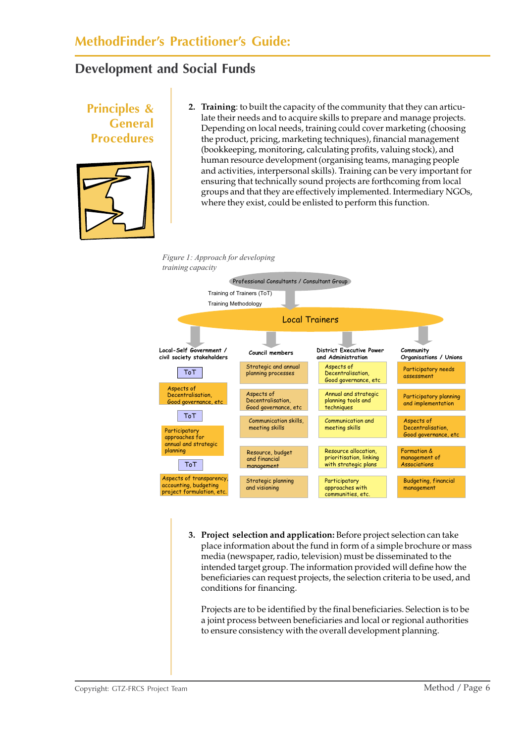## Principles & General Procedures

2. **Training**: to built the capacity of the community that they can articulate their needs and to acquire skills to prepare and manage projects. Depending on local needs, training could cover marketing (choosing the product, pricing, marketing techniques), financial management (bookkeeping, monitoring, calculating profits, valuing stock), and human resource development (organising teams, managing people and activities, interpersonal skills). Training can be very important for ensuring that technically sound projects are forthcoming from local groups and that they are effectively implemented. Intermediary NGOs, where they exist, could be enlisted to perform this function.

*Figure 1: Approach for developing training capacity*

Professional Consultants / Consultant Group

Training of Trainers (ToT)

Training Methodology

Local Trainers

| Local-Self Government / civil society stakeholders | Council members | District Executive Power and Administration | Community Organisations / Unions |
|---|---|---|---|
| ToT | Strategic and annual planning processes | Aspects of Decentralisation, Good governance, etc | Participatory needs assessment |
| Aspects of Decentralisation, Good governance, etc | Aspects of Decentralisation, Good governance, etc | Annual and strategic planning tools and techniques | Participatory planning and implementation |
| ToT | Communication skills, meeting skills | Communication and meeting skills | Aspects of Decentralisation, Good governance, etc |
| Participatory approaches for annual and strategic planning | Resource, budget and financial management | Resource allocation, prioritisation, linking with strategic plans | Formation & management of Associations |
| ToT | | | |
| Aspects of transparency, accounting, budgeting project formulation, etc. | Strategic planning and visioning | Participatory approaches with communities, etc. | Budgeting, financial management |

3. **Project selection and application:** Before project selection can take place information about the fund in form of a simple brochure or mass media (newspaper, radio, television) must be disseminated to the intended target group. The information provided will define how the beneficiaries can request projects, the selection criteria to be used, and conditions for financing.

   Projects are to be identified by the final beneficiaries. Selection is to be a joint process between beneficiaries and local or regional authorities to ensure consistency with the overall development planning.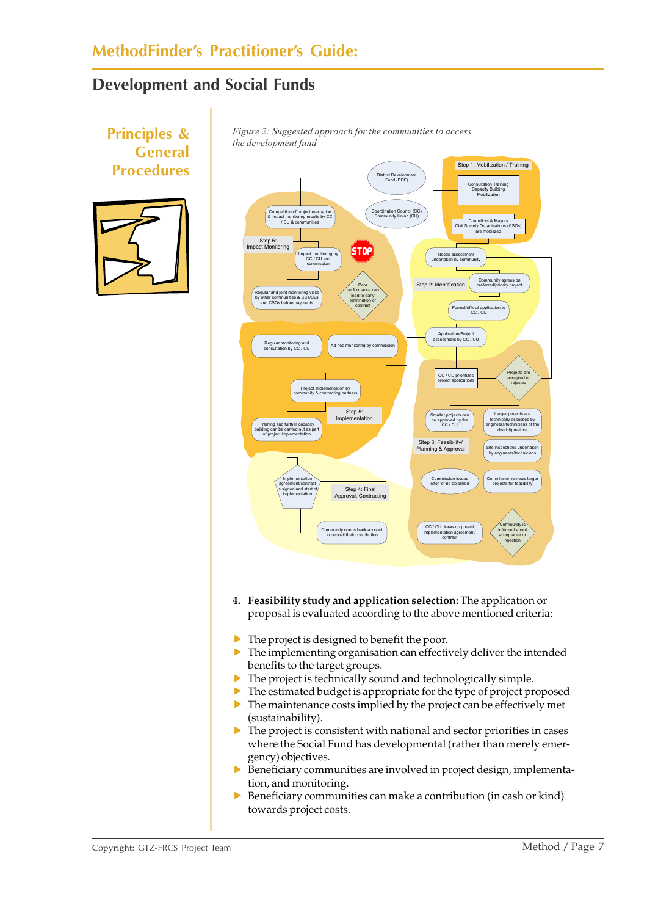## Development and Social Funds

### Principles & General Procedures

*Figure 2: Suggested approach for the communities to access the development fund*

4. **Feasibility study and application selection:** The application or proposal is evaluated according to the above mentioned criteria:

- The project is designed to benefit the poor.
- The implementing organisation can effectively deliver the intended benefits to the target groups.
- The project is technically sound and technologically simple.
- The estimated budget is appropriate for the type of project proposed
- The maintenance costs implied by the project can be effectively met (sustainability).
- The project is consistent with national and sector priorities in cases where the Social Fund has developmental (rather than merely emergency) objectives.
- Beneficiary communities are involved in project design, implementation, and monitoring.
- Beneficiary communities can make a contribution (in cash or kind) towards project costs.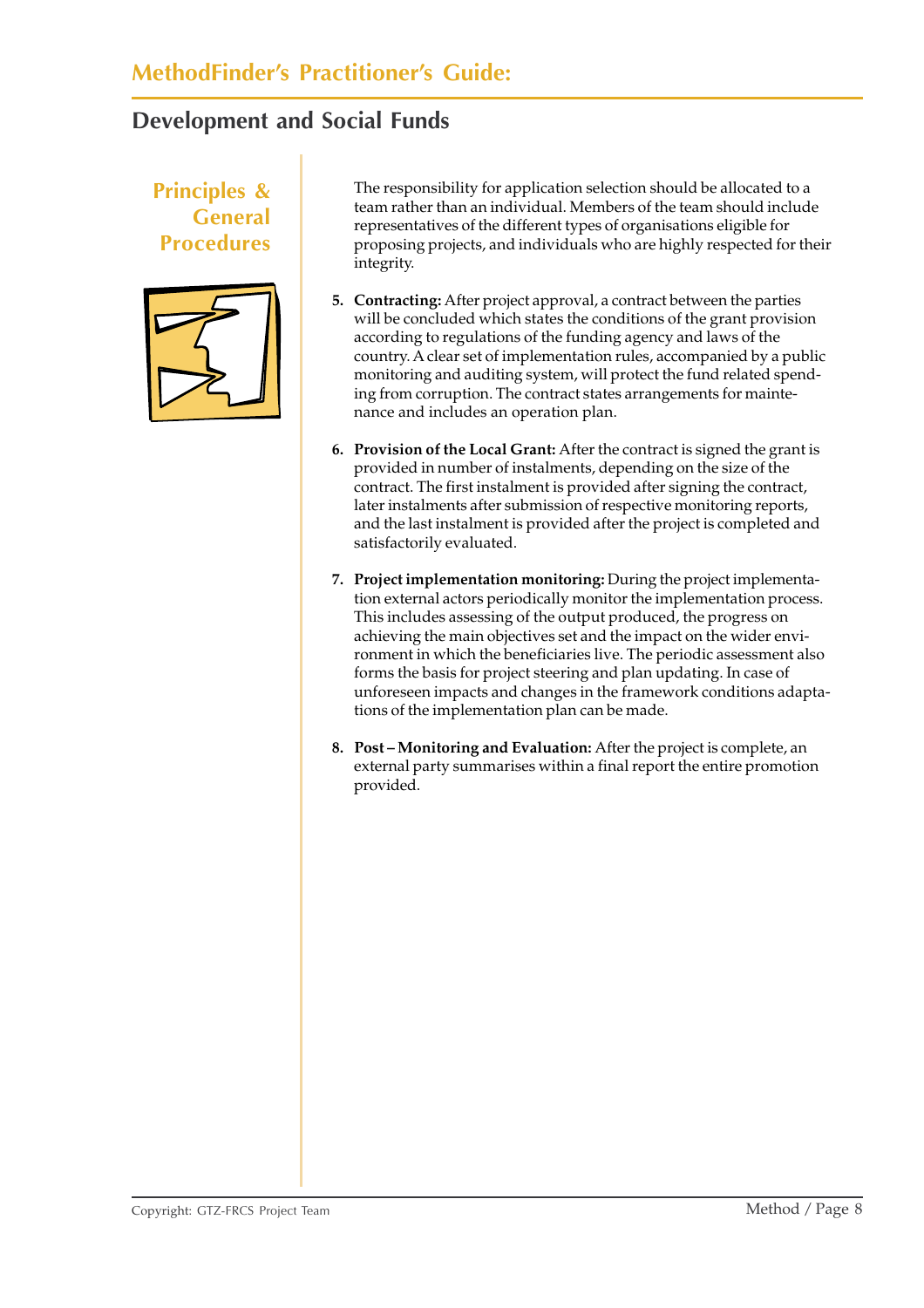## Development and Social Funds

### Principles & General Procedures

The responsibility for application selection should be allocated to a team rather than an individual. Members of the team should include representatives of the different types of organisations eligible for proposing projects, and individuals who are highly respected for their integrity.

5. **Contracting:** After project approval, a contract between the parties will be concluded which states the conditions of the grant provision according to regulations of the funding agency and laws of the country. A clear set of implementation rules, accompanied by a public monitoring and auditing system, will protect the fund related spending from corruption. The contract states arrangements for maintenance and includes an operation plan.

6. **Provision of the Local Grant:** After the contract is signed the grant is provided in number of instalments, depending on the size of the contract. The first instalment is provided after signing the contract, later instalments after submission of respective monitoring reports, and the last instalment is provided after the project is completed and satisfactorily evaluated.

7. **Project implementation monitoring:** During the project implementation external actors periodically monitor the implementation process. This includes assessing of the output produced, the progress on achieving the main objectives set and the impact on the wider environment in which the beneficiaries live. The periodic assessment also forms the basis for project steering and plan updating. In case of unforeseen impacts and changes in the framework conditions adaptations of the implementation plan can be made.

8. **Post – Monitoring and Evaluation:** After the project is complete, an external party summarises within a final report the entire promotion provided.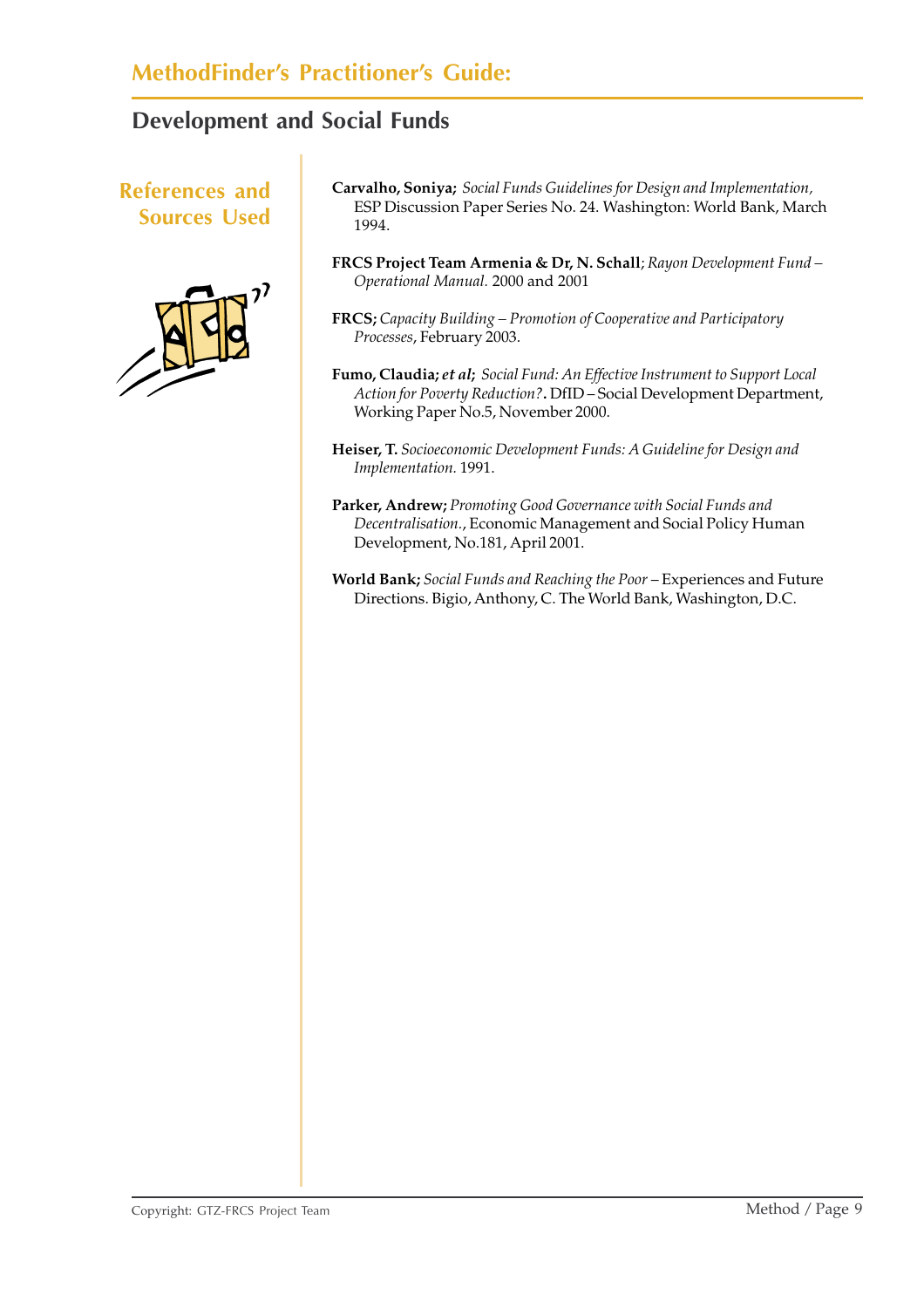## Development and Social Funds

### References and Sources Used

**Carvalho, Soniya;** *Social Funds Guidelines for Design and Implementation,* ESP Discussion Paper Series No. 24. Washington: World Bank, March 1994.

**FRCS Project Team Armenia & Dr, N. Schall**; *Rayon Development Fund – Operational Manual.* 2000 and 2001

**FRCS;** *Capacity Building – Promotion of Cooperative and Participatory Processes*, February 2003.

**Fumo, Claudia;** ***et al;*** *Social Fund: An Effective Instrument to Support Local Action for Poverty Reduction?***.** DfID – Social Development Department, Working Paper No.5, November 2000.

**Heiser, T.** *Socioeconomic Development Funds: A Guideline for Design and Implementation.* 1991.

**Parker, Andrew;** *Promoting Good Governance with Social Funds and Decentralisation.*, Economic Management and Social Policy Human Development, No.181, April 2001.

**World Bank;** *Social Funds and Reaching the Poor* – Experiences and Future Directions. Bigio, Anthony, C. The World Bank, Washington, D.C.